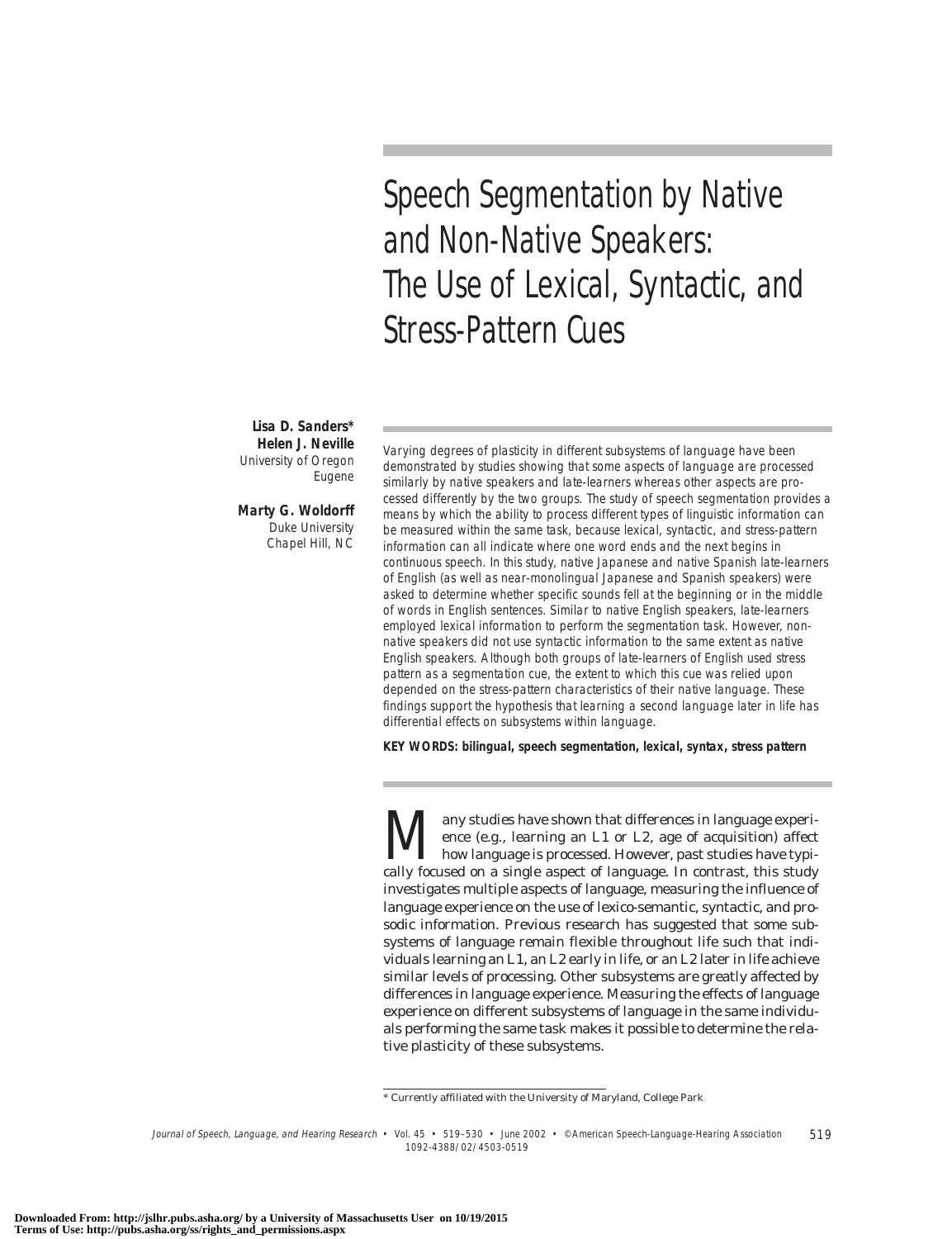# Speech Segmentation by Native and Non-Native Speakers: The Use of Lexical, Syntactic, and Stress-Pattern Cues

**Lisa D. Sanders***
**Helen J. Neville**
University of Oregon
Eugene

**Marty G. Woldorff**
Duke University
Chapel Hill, NC

*Varying degrees of plasticity in different subsystems of language have been demonstrated by studies showing that some aspects of language are processed similarly by native speakers and late-learners whereas other aspects are processed differently by the two groups. The study of speech segmentation provides a means by which the ability to process different types of linguistic information can be measured within the same task, because lexical, syntactic, and stress-pattern information can all indicate where one word ends and the next begins in continuous speech. In this study, native Japanese and native Spanish late-learners of English (as well as near-monolingual Japanese and Spanish speakers) were asked to determine whether specific sounds fell at the beginning or in the middle of words in English sentences. Similar to native English speakers, late-learners employed lexical information to perform the segmentation task. However, non-native speakers did not use syntactic information to the same extent as native English speakers. Although both groups of late-learners of English used stress pattern as a segmentation cue, the extent to which this cue was relied upon depended on the stress-pattern characteristics of their native language. These findings support the hypothesis that learning a second language later in life has differential effects on subsystems within language.*

**KEY WORDS: bilingual, speech segmentation, lexical, syntax, stress pattern**

Many studies have shown that differences in language experience (e.g., learning an L1 or L2, age of acquisition) affect how language is processed. However, past studies have typically focused on a single aspect of language. In contrast, this study investigates multiple aspects of language, measuring the influence of language experience on the use of lexico-semantic, syntactic, and prosodic information. Previous research has suggested that some subsystems of language remain flexible throughout life such that individuals learning an L1, an L2 early in life, or an L2 later in life achieve similar levels of processing. Other subsystems are greatly affected by differences in language experience. Measuring the effects of language experience on different subsystems of language in the same individuals performing the same task makes it possible to determine the relative plasticity of these subsystems.

\* Currently affiliated with the University of Maryland, College Park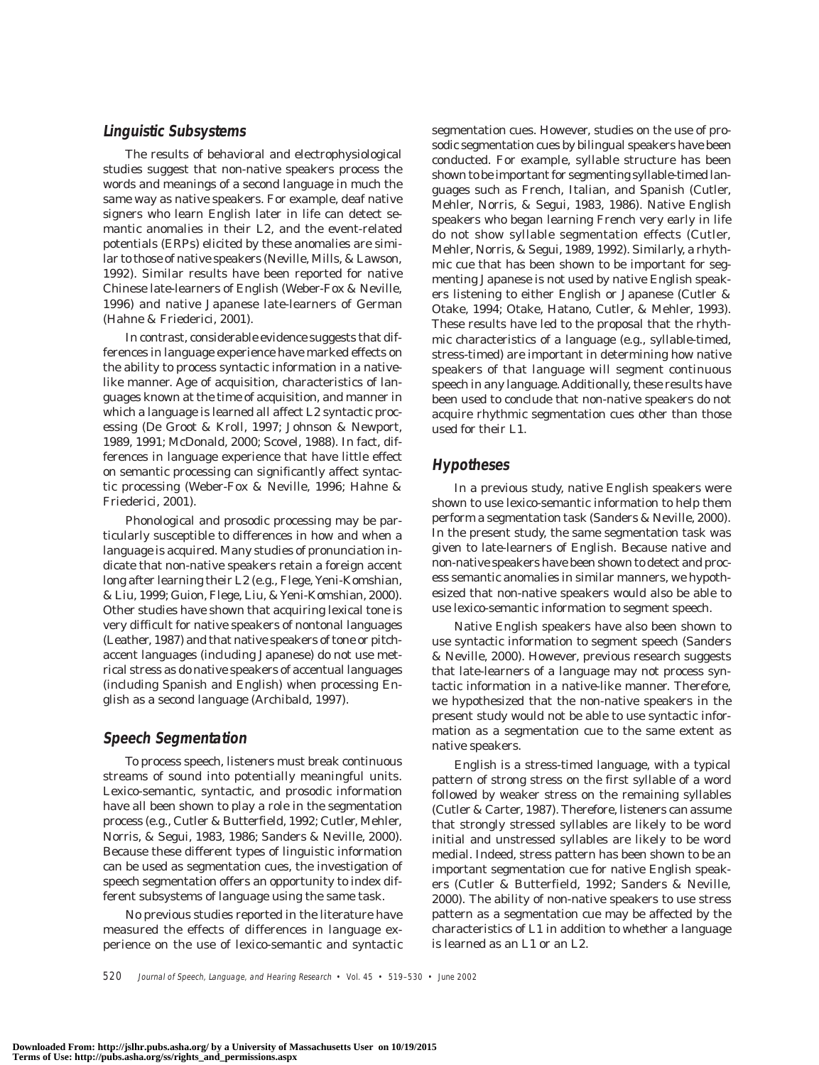## *Linguistic Subsystems*

The results of behavioral and electrophysiological studies suggest that non-native speakers process the words and meanings of a second language in much the same way as native speakers. For example, deaf native signers who learn English later in life can detect semantic anomalies in their L2, and the event-related potentials (ERPs) elicited by these anomalies are similar to those of native speakers (Neville, Mills, & Lawson, 1992). Similar results have been reported for native Chinese late-learners of English (Weber-Fox & Neville, 1996) and native Japanese late-learners of German (Hahne & Friederici, 2001).

In contrast, considerable evidence suggests that differences in language experience have marked effects on the ability to process syntactic information in a native-like manner. Age of acquisition, characteristics of languages known at the time of acquisition, and manner in which a language is learned all affect L2 syntactic processing (De Groot & Kroll, 1997; Johnson & Newport, 1989, 1991; McDonald, 2000; Scovel, 1988). In fact, differences in language experience that have little effect on semantic processing can significantly affect syntactic processing (Weber-Fox & Neville, 1996; Hahne & Friederici, 2001).

Phonological and prosodic processing may be particularly susceptible to differences in how and when a language is acquired. Many studies of pronunciation indicate that non-native speakers retain a foreign accent long after learning their L2 (e.g., Flege, Yeni-Komshian, & Liu, 1999; Guion, Flege, Liu, & Yeni-Komshian, 2000). Other studies have shown that acquiring lexical tone is very difficult for native speakers of nontonal languages (Leather, 1987) and that native speakers of tone or pitch-accent languages (including Japanese) do not use metrical stress as do native speakers of accentual languages (including Spanish and English) when processing English as a second language (Archibald, 1997).

## *Speech Segmentation*

To process speech, listeners must break continuous streams of sound into potentially meaningful units. Lexico-semantic, syntactic, and prosodic information have all been shown to play a role in the segmentation process (e.g., Cutler & Butterfield, 1992; Cutler, Mehler, Norris, & Segui, 1983, 1986; Sanders & Neville, 2000). Because these different types of linguistic information can be used as segmentation cues, the investigation of speech segmentation offers an opportunity to index different subsystems of language using the same task.

No previous studies reported in the literature have measured the effects of differences in language experience on the use of lexico-semantic and syntactic segmentation cues. However, studies on the use of prosodic segmentation cues by bilingual speakers have been conducted. For example, syllable structure has been shown to be important for segmenting syllable-timed languages such as French, Italian, and Spanish (Cutler, Mehler, Norris, & Segui, 1983, 1986). Native English speakers who began learning French very early in life do not show syllable segmentation effects (Cutler, Mehler, Norris, & Segui, 1989, 1992). Similarly, a rhythmic cue that has been shown to be important for segmenting Japanese is not used by native English speakers listening to either English or Japanese (Cutler & Otake, 1994; Otake, Hatano, Cutler, & Mehler, 1993). These results have led to the proposal that the rhythmic characteristics of a language (e.g., syllable-timed, stress-timed) are important in determining how native speakers of that language will segment continuous speech in any language. Additionally, these results have been used to conclude that non-native speakers do not acquire rhythmic segmentation cues other than those used for their L1.

## *Hypotheses*

In a previous study, native English speakers were shown to use lexico-semantic information to help them perform a segmentation task (Sanders & Neville, 2000). In the present study, the same segmentation task was given to late-learners of English. Because native and non-native speakers have been shown to detect and process semantic anomalies in similar manners, we hypothesized that non-native speakers would also be able to use lexico-semantic information to segment speech.

Native English speakers have also been shown to use syntactic information to segment speech (Sanders & Neville, 2000). However, previous research suggests that late-learners of a language may not process syntactic information in a native-like manner. Therefore, we hypothesized that the non-native speakers in the present study would not be able to use syntactic information as a segmentation cue to the same extent as native speakers.

English is a stress-timed language, with a typical pattern of strong stress on the first syllable of a word followed by weaker stress on the remaining syllables (Cutler & Carter, 1987). Therefore, listeners can assume that strongly stressed syllables are likely to be word initial and unstressed syllables are likely to be word medial. Indeed, stress pattern has been shown to be an important segmentation cue for native English speakers (Cutler & Butterfield, 1992; Sanders & Neville, 2000). The ability of non-native speakers to use stress pattern as a segmentation cue may be affected by the characteristics of L1 in addition to whether a language is learned as an L1 or an L2.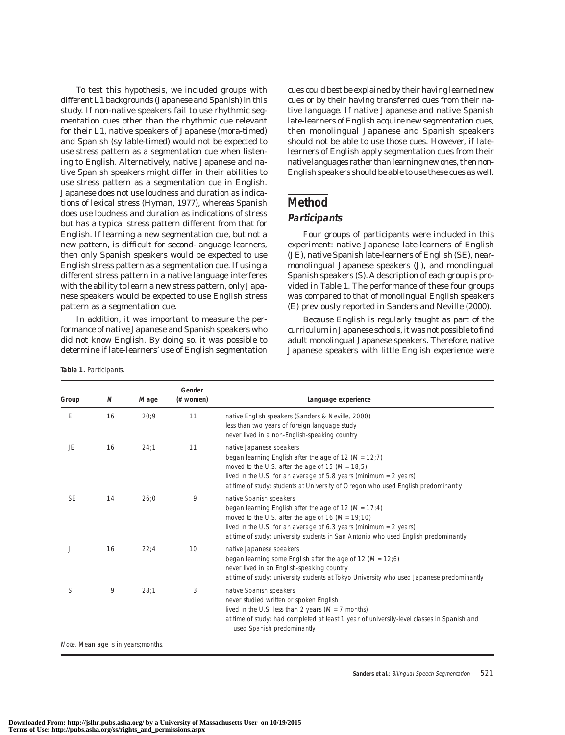To test this hypothesis, we included groups with different L1 backgrounds (Japanese and Spanish) in this study. If non-native speakers fail to use rhythmic segmentation cues other than the rhythmic cue relevant for their L1, native speakers of Japanese (mora-timed) and Spanish (syllable-timed) would not be expected to use stress pattern as a segmentation cue when listening to English. Alternatively, native Japanese and native Spanish speakers might differ in their abilities to use stress pattern as a segmentation cue in English. Japanese does not use loudness and duration as indications of lexical stress (Hyman, 1977), whereas Spanish does use loudness and duration as indications of stress but has a typical stress pattern different from that for English. If learning a new segmentation cue, but not a new pattern, is difficult for second-language learners, then only Spanish speakers would be expected to use English stress pattern as a segmentation cue. If using a different stress pattern in a native language interferes with the ability to learn a new stress pattern, only Japanese speakers would be expected to use English stress pattern as a segmentation cue.

In addition, it was important to measure the performance of native Japanese and Spanish speakers who did not know English. By doing so, it was possible to determine if late-learners' use of English segmentation cues could best be explained by their having learned new cues or by their having transferred cues from their native language. If native Japanese and native Spanish late-learners of English acquire new segmentation cues, then monolingual Japanese and Spanish speakers should not be able to use those cues. However, if late-learners of English apply segmentation cues from their native languages rather than learning new ones, then non-English speakers should be able to use these cues as well.

## Method

### Participants

Four groups of participants were included in this experiment: native Japanese late-learners of English (JE), native Spanish late-learners of English (SE), near-monolingual Japanese speakers (J), and monolingual Spanish speakers (S). A description of each group is provided in Table 1. The performance of these four groups was compared to that of monolingual English speakers (E) previously reported in Sanders and Neville (2000).

Because English is regularly taught as part of the curriculum in Japanese schools, it was not possible to find adult monolingual Japanese speakers. Therefore, native Japanese speakers with little English experience were

**Table 1.** *Participants.*

| Group | *N* | *M* age | Gender (# women) | Language experience |
|---|---|---|---|---|
| E | 16 | 20;9 | 11 | native English speakers (Sanders & Neville, 2000)<br>less than two years of foreign language study<br>never lived in a non-English-speaking country |
| JE | 16 | 24;1 | 11 | native Japanese speakers<br>began learning English after the age of 12 (*M* = 12;7)<br>moved to the U.S. after the age of 15 (*M* = 18;5)<br>lived in the U.S. for an average of 5.8 years (minimum = 2 years)<br>at time of study: students at University of Oregon who used English predominantly |
| SE | 14 | 26;0 | 9 | native Spanish speakers<br>began learning English after the age of 12 (*M* = 17;4)<br>moved to the U.S. after the age of 16 (*M* = 19;10)<br>lived in the U.S. for an average of 6.3 years (minimum = 2 years)<br>at time of study: university students in San Antonio who used English predominantly |
| J | 16 | 22;4 | 10 | native Japanese speakers<br>began learning some English after the age of 12 (*M* = 12;6)<br>never lived in an English-speaking country<br>at time of study: university students at Tokyo University who used Japanese predominantly |
| S | 9 | 28;1 | 3 | native Spanish speakers<br>never studied written or spoken English<br>lived in the U.S. less than 2 years (*M* = 7 months)<br>at time of study: had completed at least 1 year of university-level classes in Spanish and used Spanish predominantly |

*Note.* Mean age is in years;months.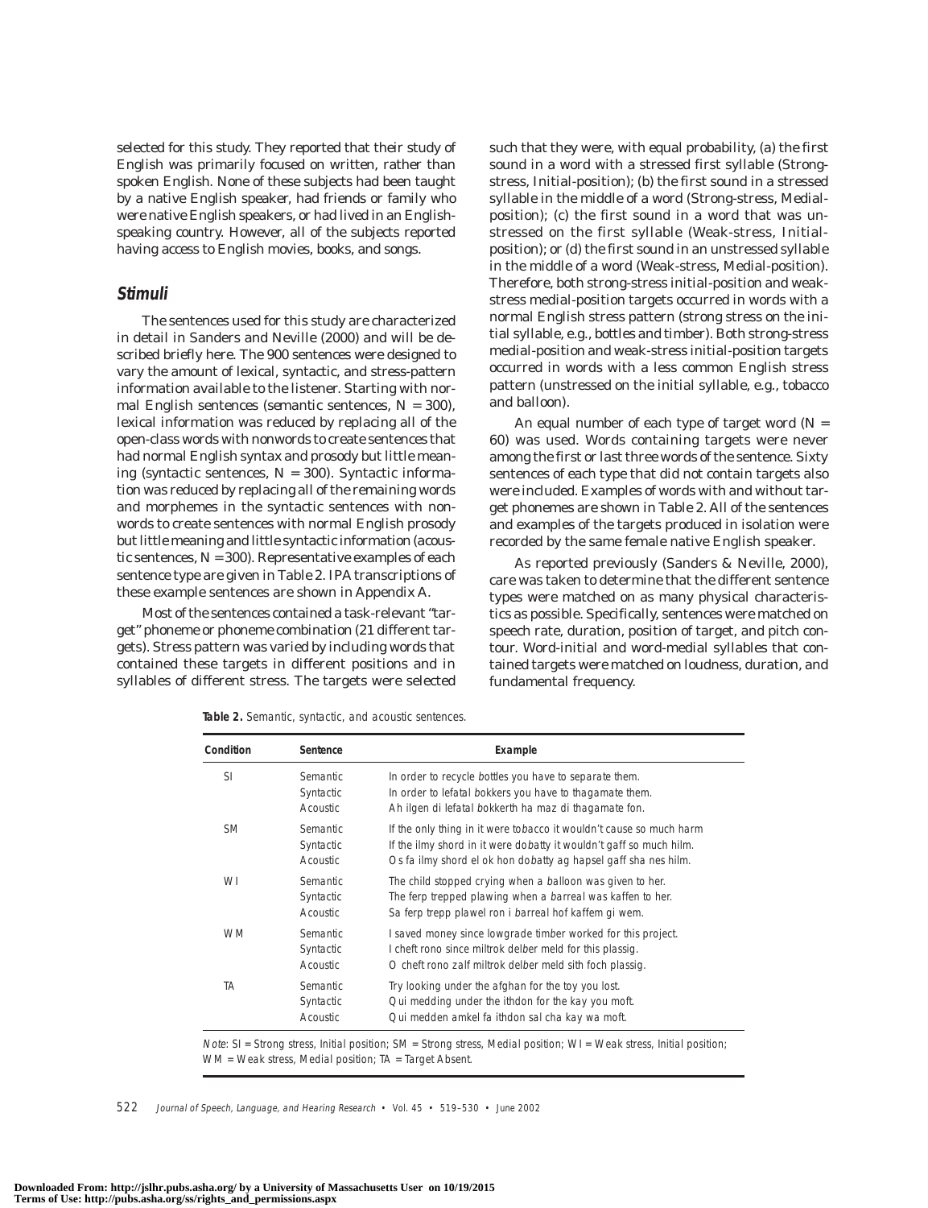selected for this study. They reported that their study of English was primarily focused on written, rather than spoken English. None of these subjects had been taught by a native English speaker, had friends or family who were native English speakers, or had lived in an English-speaking country. However, all of the subjects reported having access to English movies, books, and songs.

## Stimuli

The sentences used for this study are characterized in detail in Sanders and Neville (2000) and will be described briefly here. The 900 sentences were designed to vary the amount of lexical, syntactic, and stress-pattern information available to the listener. Starting with normal English sentences (*semantic sentences*, N = 300), lexical information was reduced by replacing all of the open-class words with nonwords to create sentences that had normal English syntax and prosody but little meaning (*syntactic sentences*, N = 300). Syntactic information was reduced by replacing all of the remaining words and morphemes in the syntactic sentences with nonwords to create sentences with normal English prosody but little meaning and little syntactic information (*acoustic sentences*, N = 300). Representative examples of each sentence type are given in Table 2. IPA transcriptions of these example sentences are shown in Appendix A.

Most of the sentences contained a task-relevant "target" phoneme or phoneme combination (21 different targets). Stress pattern was varied by including words that contained these targets in different positions and in syllables of different stress. The targets were selected such that they were, with equal probability, (a) the first sound in a word with a stressed first syllable (Strong-stress, Initial-position); (b) the first sound in a stressed syllable in the middle of a word (Strong-stress, Medial-position); (c) the first sound in a word that was unstressed on the first syllable (Weak-stress, Initial-position); or (d) the first sound in an unstressed syllable in the middle of a word (Weak-stress, Medial-position). Therefore, both strong-stress initial-position and weak-stress medial-position targets occurred in words with a normal English stress pattern (strong stress on the initial syllable, e.g., *bottles* and *timber*). Both strong-stress medial-position and weak-stress initial-position targets occurred in words with a less common English stress pattern (unstressed on the initial syllable, e.g., *tobacco* and *balloon*).

An equal number of each type of target word (N = 60) was used. Words containing targets were never among the first or last three words of the sentence. Sixty sentences of each type that did not contain targets also were included. Examples of words with and without target phonemes are shown in Table 2. All of the sentences and examples of the targets produced in isolation were recorded by the same female native English speaker.

As reported previously (Sanders & Neville, 2000), care was taken to determine that the different sentence types were matched on as many physical characteristics as possible. Specifically, sentences were matched on speech rate, duration, position of target, and pitch contour. Word-initial and word-medial syllables that contained targets were matched on loudness, duration, and fundamental frequency.

**Table 2.** *Semantic, syntactic, and acoustic sentences.*

| Condition | Sentence | Example |
|---|---|---|
| SI | Semantic | In order to recycle *b*ottles you have to separate them. |
| | Syntactic | In order to lefatal *b*okkers you have to thagamate them. |
| | Acoustic | Ah ilgen di lefatal *b*okkerth ha maz di thagamate fon. |
| SM | Semantic | If the only thing in it were to*b*acco it wouldn't cause so much harm |
| | Syntactic | If the ilmy shord in it were do*b*atty it wouldn't gaff so much hilm. |
| | Acoustic | Os fa ilmy shord el ok hon do*b*atty ag hapsel gaff sha nes hilm. |
| WI | Semantic | The child stopped crying when a *b*alloon was given to her. |
| | Syntactic | The ferp trepped plawing when a *b*arreal was kaffen to her. |
| | Acoustic | Sa ferp trepp plawel ron i *b*arreal hof kaffem gi wem. |
| WM | Semantic | I saved money since lowgrade tim*b*er worked for this project. |
| | Syntactic | I cheft rono since miltrok del*b*er meld for this plassig. |
| | Acoustic | O cheft rono zalf miltrok del*b*er meld sith foch plassig. |
| TA | Semantic | Try looking under the afghan for the toy you lost. |
| | Syntactic | Qui medding under the ithdon for the kay you moft. |
| | Acoustic | Qui medden amkel fa ithdon sal cha kay wa moft. |

*Note*: SI = Strong stress, Initial position; SM = Strong stress, Medial position; WI = Weak stress, Initial position; WM = Weak stress, Medial position; TA = Target Absent.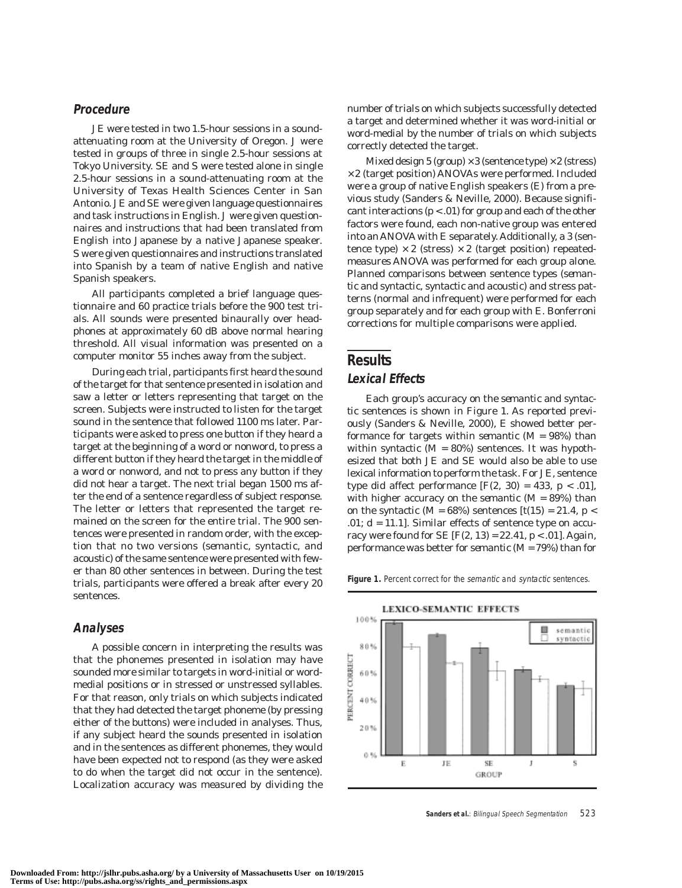### Procedure

JE were tested in two 1.5-hour sessions in a sound-attenuating room at the University of Oregon. J were tested in groups of three in single 2.5-hour sessions at Tokyo University. SE and S were tested alone in single 2.5-hour sessions in a sound-attenuating room at the University of Texas Health Sciences Center in San Antonio. JE and SE were given language questionnaires and task instructions in English. J were given questionnaires and instructions that had been translated from English into Japanese by a native Japanese speaker. S were given questionnaires and instructions translated into Spanish by a team of native English and native Spanish speakers.

All participants completed a brief language questionnaire and 60 practice trials before the 900 test trials. All sounds were presented binaurally over headphones at approximately 60 dB above normal hearing threshold. All visual information was presented on a computer monitor 55 inches away from the subject.

During each trial, participants first heard the sound of the target for that sentence presented in isolation and saw a letter or letters representing that target on the screen. Subjects were instructed to listen for the target sound in the sentence that followed 1100 ms later. Participants were asked to press one button if they heard a target at the beginning of a word or nonword, to press a different button if they heard the target in the middle of a word or nonword, and not to press any button if they did not hear a target. The next trial began 1500 ms after the end of a sentence regardless of subject response. The letter or letters that represented the target remained on the screen for the entire trial. The 900 sentences were presented in random order, with the exception that no two versions (*semantic*, *syntactic*, and *acoustic*) of the same sentence were presented with fewer than 80 other sentences in between. During the test trials, participants were offered a break after every 20 sentences.

### Analyses

A possible concern in interpreting the results was that the phonemes presented in isolation may have sounded more similar to targets in word-initial or word-medial positions or in stressed or unstressed syllables. For that reason, only trials on which subjects indicated that they had detected the target phoneme (by pressing either of the buttons) were included in analyses. Thus, if any subject heard the sounds presented in isolation and in the sentences as different phonemes, they would have been expected not to respond (as they were asked to do when the target did not occur in the sentence). Localization accuracy was measured by dividing the number of trials on which subjects successfully detected a target and determined whether it was word-initial or word-medial by the number of trials on which subjects correctly detected the target.

Mixed design 5 (group) × 3 (sentence type) × 2 (stress) × 2 (target position) ANOVAs were performed. Included were a group of native English speakers (E) from a previous study (Sanders & Neville, 2000). Because significant interactions ($p < .01$) for group and each of the other factors were found, each non-native group was entered into an ANOVA with E separately. Additionally, a 3 (sentence type) × 2 (stress) × 2 (target position) repeated-measures ANOVA was performed for each group alone. Planned comparisons between sentence types (*semantic* and *syntactic*, *syntactic* and *acoustic*) and stress patterns (normal and infrequent) were performed for each group separately and for each group with E. Bonferroni corrections for multiple comparisons were applied.

## Results

### Lexical Effects

Each group's accuracy on the *semantic* and *syntactic* sentences is shown in Figure 1. As reported previously (Sanders & Neville, 2000), E showed better performance for targets within *semantic* ($M = 98\%$) than within *syntactic* ($M = 80\%$) sentences. It was hypothesized that both JE and SE would also be able to use lexical information to perform the task. For JE, sentence type did affect performance [$F(2, 30) = 433$, $p < .01$], with higher accuracy on the *semantic* ($M = 89\%$) than on the *syntactic* ($M = 68\%$) sentences [$t(15) = 21.4$, $p < .01$; $d = 11.1$]. Similar effects of sentence type on accuracy were found for SE [$F(2, 13) = 22.41$, $p < .01$]. Again, performance was better for *semantic* ($M = 79\%$) than for

**Figure 1.** Percent correct for the *semantic* and *syntactic* sentences.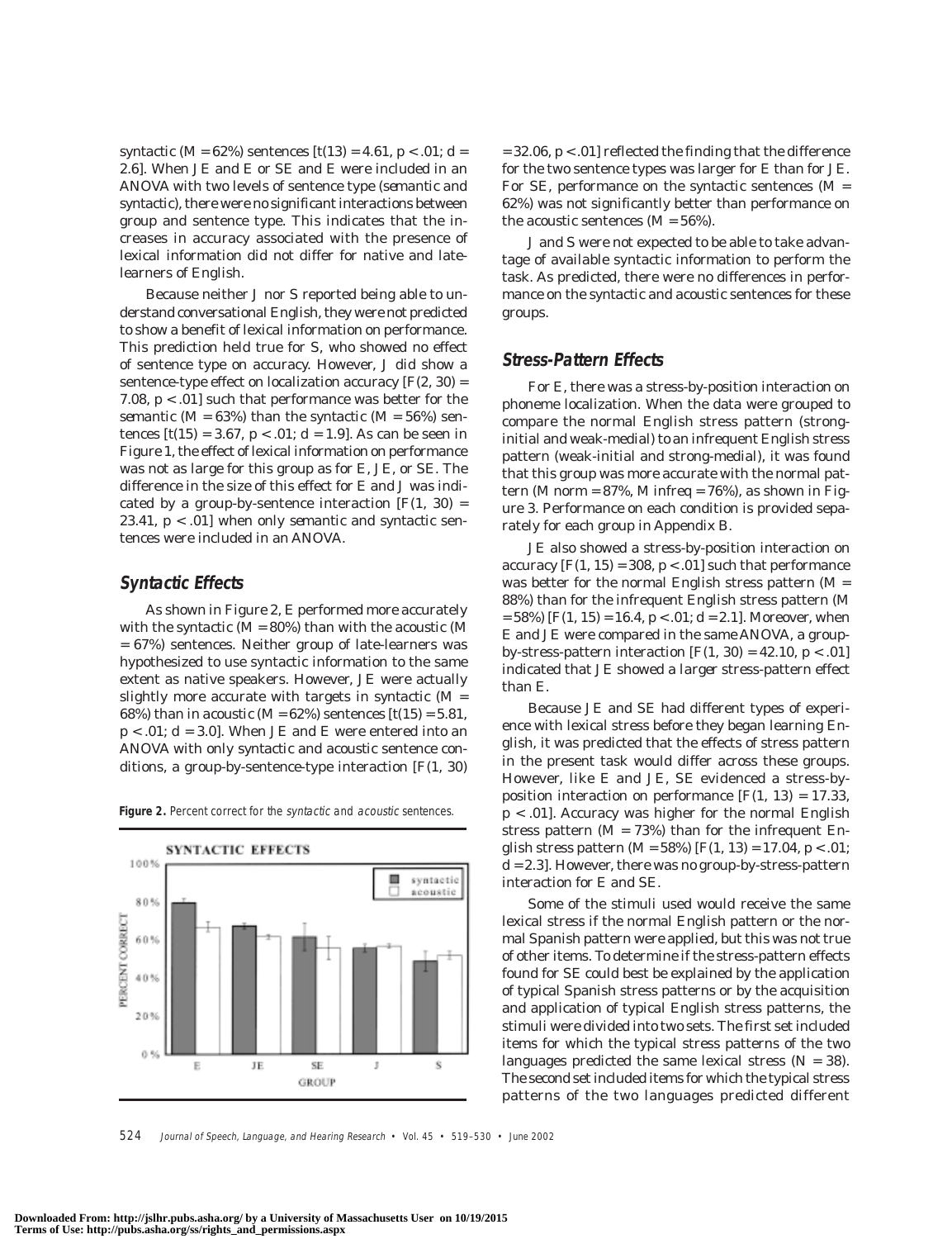syntactic ($M = 62\%$) sentences [$t(13) = 4.61$, $p < .01$; $d = 2.6$]. When JE and E or SE and E were included in an ANOVA with two levels of sentence type (semantic and syntactic), there were no significant interactions between group and sentence type. This indicates that the increases in accuracy associated with the presence of lexical information did not differ for native and late-learners of English.

Because neither J nor S reported being able to understand conversational English, they were not predicted to show a benefit of lexical information on performance. This prediction held true for S, who showed no effect of sentence type on accuracy. However, J did show a sentence-type effect on localization accuracy [$F(2, 30) = 7.08$, $p < .01$] such that performance was better for the semantic ($M = 63\%$) than the syntactic ($M = 56\%$) sentences [$t(15) = 3.67$, $p < .01$; $d = 1.9$]. As can be seen in Figure 1, the effect of lexical information on performance was not as large for this group as for E, JE, or SE. The difference in the size of this effect for E and J was indicated by a group-by-sentence interaction [$F(1, 30) = 23.41$, $p < .01$] when only semantic and syntactic sentences were included in an ANOVA.

## Syntactic Effects

As shown in Figure 2, E performed more accurately with the syntactic ($M = 80\%$) than with the acoustic ($M = 67\%$) sentences. Neither group of late-learners was hypothesized to use syntactic information to the same extent as native speakers. However, JE were actually slightly more accurate with targets in syntactic ($M = 68\%$) than in acoustic ($M = 62\%$) sentences [$t(15) = 5.81$, $p < .01$; $d = 3.0$]. When JE and E were entered into an ANOVA with only syntactic and acoustic sentence conditions, a group-by-sentence-type interaction [$F(1, 30) = 32.06$, $p < .01$] reflected the finding that the difference for the two sentence types was larger for E than for JE. For SE, performance on the syntactic sentences ($M = 62\%$) was not significantly better than performance on the acoustic sentences ($M = 56\%$).

**Figure 2.** Percent correct for the *syntactic* and *acoustic* sentences.

J and S were not expected to be able to take advantage of available syntactic information to perform the task. As predicted, there were no differences in performance on the syntactic and acoustic sentences for these groups.

## Stress-Pattern Effects

For E, there was a stress-by-position interaction on phoneme localization. When the data were grouped to compare the normal English stress pattern (strong-initial and weak-medial) to an infrequent English stress pattern (weak-initial and strong-medial), it was found that this group was more accurate with the normal pattern ($M$ norm = 87%, $M$ infreq = 76%), as shown in Figure 3. Performance on each condition is provided separately for each group in Appendix B.

JE also showed a stress-by-position interaction on accuracy [$F(1, 15) = 308$, $p < .01$] such that performance was better for the normal English stress pattern ($M = 88\%$) than for the infrequent English stress pattern ($M = 58\%$) [$F(1, 15) = 16.4$, $p < .01$; $d = 2.1$]. Moreover, when E and JE were compared in the same ANOVA, a group-by-stress-pattern interaction [$F(1, 30) = 42.10$, $p < .01$] indicated that JE showed a larger stress-pattern effect than E.

Because JE and SE had different types of experience with lexical stress before they began learning English, it was predicted that the effects of stress pattern in the present task would differ across these groups. However, like E and JE, SE evidenced a stress-by-position interaction on performance [$F(1, 13) = 17.33$, $p < .01$]. Accuracy was higher for the normal English stress pattern ($M = 73\%$) than for the infrequent English stress pattern ($M = 58\%$) [$F(1, 13) = 17.04$, $p < .01$; $d = 2.3$]. However, there was no group-by-stress-pattern interaction for E and SE.

Some of the stimuli used would receive the same lexical stress if the normal English pattern or the normal Spanish pattern were applied, but this was not true of other items. To determine if the stress-pattern effects found for SE could best be explained by the application of typical Spanish stress patterns or by the acquisition and application of typical English stress patterns, the stimuli were divided into two sets. The first set included items for which the typical stress patterns of the two languages predicted the same lexical stress ($N = 38$). The second set included items for which the typical stress patterns of the two languages predicted different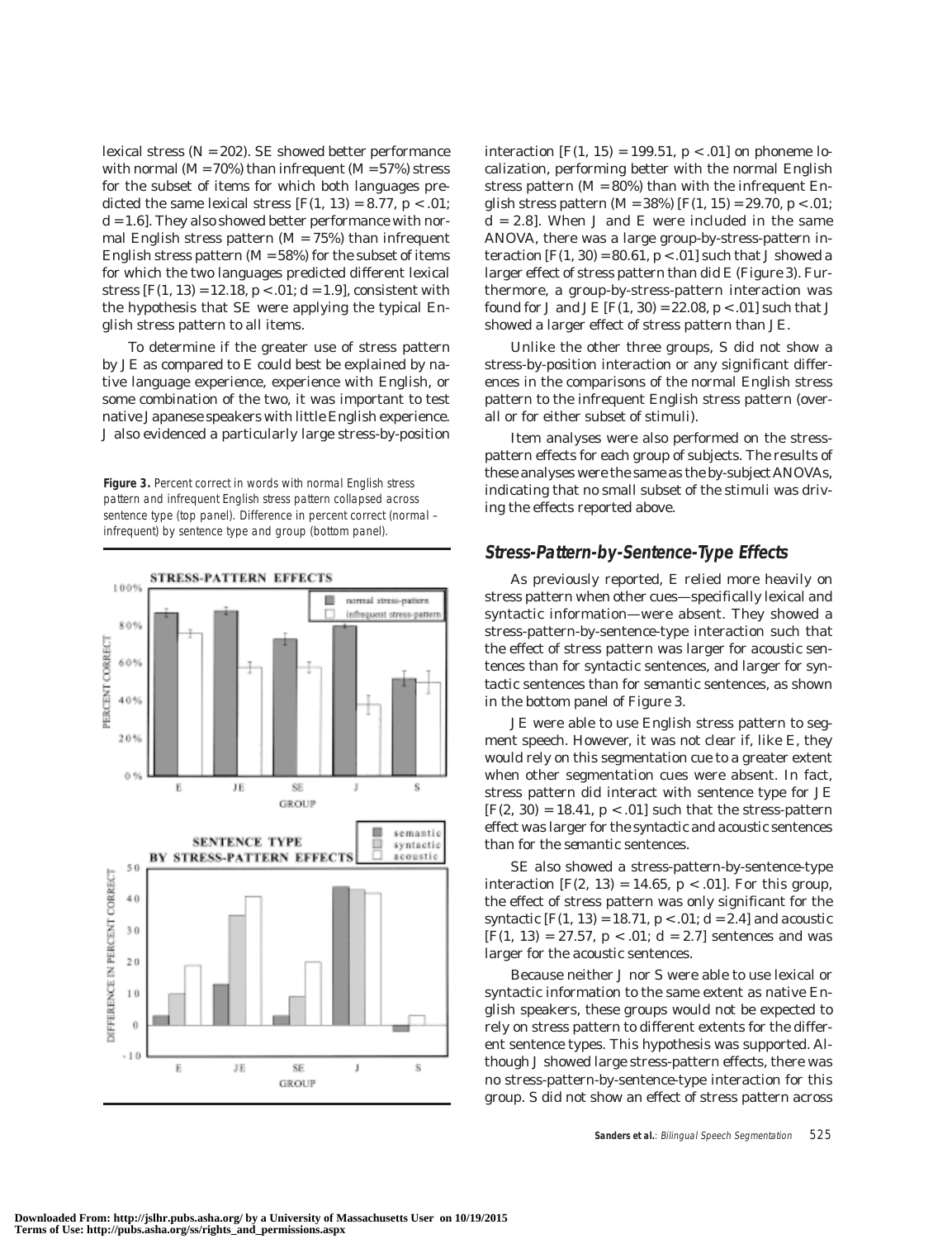lexical stress ($N = 202$). SE showed better performance with normal ($M = 70\%$) than infrequent ($M = 57\%$) stress for the subset of items for which both languages predicted the same lexical stress [$F(1, 13) = 8.77$, $p < .01$; $d = 1.6$]. They also showed better performance with normal English stress pattern ($M = 75\%$) than infrequent English stress pattern ($M = 58\%$) for the subset of items for which the two languages predicted different lexical stress [$F(1, 13) = 12.18$, $p < .01$; $d = 1.9$], consistent with the hypothesis that SE were applying the typical English stress pattern to all items.

To determine if the greater use of stress pattern by JE as compared to E could best be explained by native language experience, experience with English, or some combination of the two, it was important to test native Japanese speakers with little English experience. J also evidenced a particularly large stress-by-position interaction [$F(1, 15) = 199.51$, $p < .01$] on phoneme localization, performing better with the normal English stress pattern ($M = 80\%$) than with the infrequent English stress pattern ($M = 38\%$) [$F(1, 15) = 29.70$, $p < .01$; $d = 2.8$]. When J and E were included in the same ANOVA, there was a large group-by-stress-pattern interaction [$F(1, 30) = 80.61$, $p < .01$] such that J showed a larger effect of stress pattern than did E (Figure 3). Furthermore, a group-by-stress-pattern interaction was found for J and JE [$F(1, 30) = 22.08$, $p < .01$] such that J showed a larger effect of stress pattern than JE.

**Figure 3.** Percent correct in words with normal English stress pattern and infrequent English stress pattern collapsed across sentence type (top panel). Difference in percent correct (normal – infrequent) by sentence type and group (bottom panel).

Unlike the other three groups, S did not show a stress-by-position interaction or any significant differences in the comparisons of the normal English stress pattern to the infrequent English stress pattern (overall or for either subset of stimuli).

Item analyses were also performed on the stress-pattern effects for each group of subjects. The results of these analyses were the same as the by-subject ANOVAs, indicating that no small subset of the stimuli was driving the effects reported above.

### Stress-Pattern-by-Sentence-Type Effects

As previously reported, E relied more heavily on stress pattern when other cues—specifically lexical and syntactic information—were absent. They showed a stress-pattern-by-sentence-type interaction such that the effect of stress pattern was larger for acoustic sentences than for syntactic sentences, and larger for syntactic sentences than for semantic sentences, as shown in the bottom panel of Figure 3.

JE were able to use English stress pattern to segment speech. However, it was not clear if, like E, they would rely on this segmentation cue to a greater extent when other segmentation cues were absent. In fact, stress pattern did interact with sentence type for JE [$F(2, 30) = 18.41$, $p < .01$] such that the stress-pattern effect was larger for the syntactic and acoustic sentences than for the semantic sentences.

SE also showed a stress-pattern-by-sentence-type interaction [$F(2, 13) = 14.65$, $p < .01$]. For this group, the effect of stress pattern was only significant for the syntactic [$F(1, 13) = 18.71$, $p < .01$; $d = 2.4$] and acoustic [$F(1, 13) = 27.57$, $p < .01$; $d = 2.7$] sentences and was larger for the acoustic sentences.

Because neither J nor S were able to use lexical or syntactic information to the same extent as native English speakers, these groups would not be expected to rely on stress pattern to different extents for the different sentence types. This hypothesis was supported. Although J showed large stress-pattern effects, there was no stress-pattern-by-sentence-type interaction for this group. S did not show an effect of stress pattern across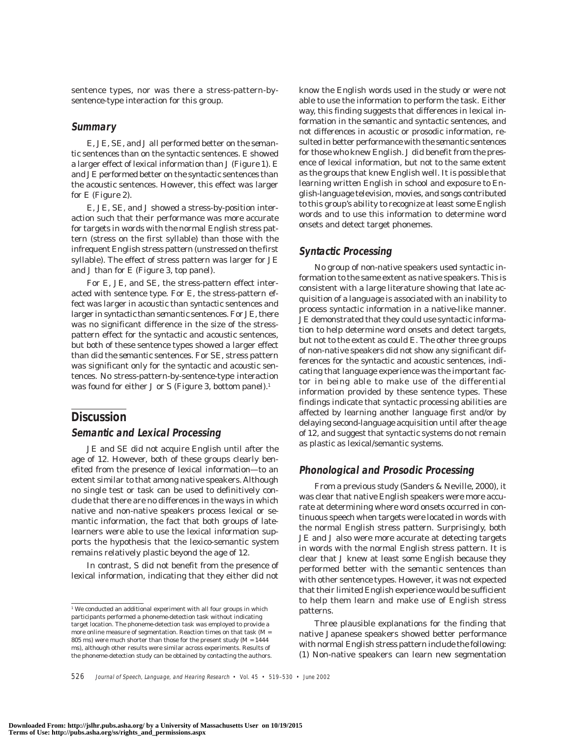sentence types, nor was there a stress-pattern-by-sentence-type interaction for this group.

### Summary

E, JE, SE, and J all performed better on the semantic sentences than on the syntactic sentences. E showed a larger effect of lexical information than J (Figure 1). E and JE performed better on the syntactic sentences than the acoustic sentences. However, this effect was larger for E (Figure 2).

E, JE, SE, and J showed a stress-by-position interaction such that their performance was more accurate for targets in words with the normal English stress pattern (stress on the first syllable) than those with the infrequent English stress pattern (unstressed on the first syllable). The effect of stress pattern was larger for JE and J than for E (Figure 3, top panel).

For E, JE, and SE, the stress-pattern effect interacted with sentence type. For E, the stress-pattern effect was larger in acoustic than syntactic sentences and larger in syntactic than semantic sentences. For JE, there was no significant difference in the size of the stress-pattern effect for the syntactic and acoustic sentences, but both of these sentence types showed a larger effect than did the semantic sentences. For SE, stress pattern was significant only for the syntactic and acoustic sentences. No stress-pattern-by-sentence-type interaction was found for either J or S (Figure 3, bottom panel).[1]

## Discussion

### Semantic and Lexical Processing

JE and SE did not acquire English until after the age of 12. However, both of these groups clearly benefited from the presence of lexical information—to an extent similar to that among native speakers. Although no single test or task can be used to definitively conclude that there are no differences in the ways in which native and non-native speakers process lexical or semantic information, the fact that both groups of late-learners were able to use the lexical information supports the hypothesis that the lexico-semantic system remains relatively plastic beyond the age of 12.

In contrast, S did not benefit from the presence of lexical information, indicating that they either did not know the English words used in the study or were not able to use the information to perform the task. Either way, this finding suggests that differences in lexical information in the semantic and syntactic sentences, and not differences in acoustic or prosodic information, resulted in better performance with the semantic sentences for those who knew English. J did benefit from the presence of lexical information, but not to the same extent as the groups that knew English well. It is possible that learning written English in school and exposure to English-language television, movies, and songs contributed to this group's ability to recognize at least some English words and to use this information to determine word onsets and detect target phonemes.

### Syntactic Processing

No group of non-native speakers used syntactic information to the same extent as native speakers. This is consistent with a large literature showing that late acquisition of a language is associated with an inability to process syntactic information in a native-like manner. JE demonstrated that they could use syntactic information to help determine word onsets and detect targets, but not to the extent as could E. The other three groups of non-native speakers did not show any significant differences for the syntactic and acoustic sentences, indicating that language experience was the important factor in being able to make use of the differential information provided by these sentence types. These findings indicate that syntactic processing abilities are affected by learning another language first and/or by delaying second-language acquisition until after the age of 12, and suggest that syntactic systems do not remain as plastic as lexical/semantic systems.

### Phonological and Prosodic Processing

From a previous study (Sanders & Neville, 2000), it was clear that native English speakers were more accurate at determining where word onsets occurred in continuous speech when targets were located in words with the normal English stress pattern. Surprisingly, both JE and J also were more accurate at detecting targets in words with the normal English stress pattern. It is clear that J knew at least some English because they performed better with the semantic sentences than with other sentence types. However, it was not expected that their limited English experience would be sufficient to help them learn and make use of English stress patterns.

Three plausible explanations for the finding that native Japanese speakers showed better performance with normal English stress pattern include the following: (1) Non-native speakers can learn new segmentation

[1] We conducted an additional experiment with all four groups in which participants performed a phoneme-detection task without indicating target location. The phoneme-detection task was employed to provide a more online measure of segmentation. Reaction times on that task ($M$ = 805 ms) were much shorter than those for the present study ($M$ = 1444 ms), although other results were similar across experiments. Results of the phoneme-detection study can be obtained by contacting the authors.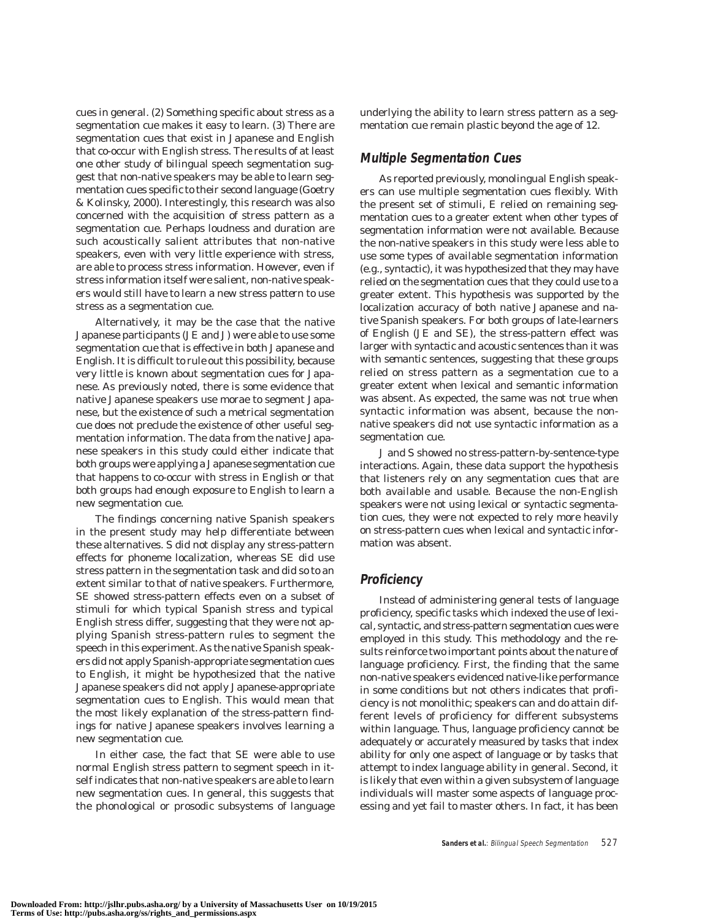cues in general. (2) Something specific about stress as a segmentation cue makes it easy to learn. (3) There are segmentation cues that exist in Japanese and English that co-occur with English stress. The results of at least one other study of bilingual speech segmentation suggest that non-native speakers may be able to learn segmentation cues specific to their second language (Goetry & Kolinsky, 2000). Interestingly, this research was also concerned with the acquisition of stress pattern as a segmentation cue. Perhaps loudness and duration are such acoustically salient attributes that non-native speakers, even with very little experience with stress, are able to process stress information. However, even if stress information itself were salient, non-native speakers would still have to learn a new stress pattern to use stress as a segmentation cue.

Alternatively, it may be the case that the native Japanese participants (JE and J) were able to use some segmentation cue that is effective in both Japanese and English. It is difficult to rule out this possibility, because very little is known about segmentation cues for Japanese. As previously noted, there is some evidence that native Japanese speakers use morae to segment Japanese, but the existence of such a metrical segmentation cue does not preclude the existence of other useful segmentation information. The data from the native Japanese speakers in this study could either indicate that both groups were applying a Japanese segmentation cue that happens to co-occur with stress in English or that both groups had enough exposure to English to learn a new segmentation cue.

The findings concerning native Spanish speakers in the present study may help differentiate between these alternatives. S did not display any stress-pattern effects for phoneme localization, whereas SE did use stress pattern in the segmentation task and did so to an extent similar to that of native speakers. Furthermore, SE showed stress-pattern effects even on a subset of stimuli for which typical Spanish stress and typical English stress differ, suggesting that they were not applying Spanish stress-pattern rules to segment the speech in this experiment. As the native Spanish speakers did not apply Spanish-appropriate segmentation cues to English, it might be hypothesized that the native Japanese speakers did not apply Japanese-appropriate segmentation cues to English. This would mean that the most likely explanation of the stress-pattern findings for native Japanese speakers involves learning a new segmentation cue.

In either case, the fact that SE were able to use normal English stress pattern to segment speech in itself indicates that non-native speakers are able to learn new segmentation cues. In general, this suggests that the phonological or prosodic subsystems of language underlying the ability to learn stress pattern as a segmentation cue remain plastic beyond the age of 12.

## Multiple Segmentation Cues

As reported previously, monolingual English speakers can use multiple segmentation cues flexibly. With the present set of stimuli, E relied on remaining segmentation cues to a greater extent when other types of segmentation information were not available. Because the non-native speakers in this study were less able to use some types of available segmentation information (e.g., syntactic), it was hypothesized that they may have relied on the segmentation cues that they could use to a greater extent. This hypothesis was supported by the localization accuracy of both native Japanese and native Spanish speakers. For both groups of late-learners of English (JE and SE), the stress-pattern effect was larger with syntactic and acoustic sentences than it was with semantic sentences, suggesting that these groups relied on stress pattern as a segmentation cue to a greater extent when lexical and semantic information was absent. As expected, the same was not true when syntactic information was absent, because the non-native speakers did not use syntactic information as a segmentation cue.

J and S showed no stress-pattern-by-sentence-type interactions. Again, these data support the hypothesis that listeners rely on any segmentation cues that are both available and usable. Because the non-English speakers were not using lexical or syntactic segmentation cues, they were not expected to rely more heavily on stress-pattern cues when lexical and syntactic information was absent.

## Proficiency

Instead of administering general tests of language proficiency, specific tasks which indexed the use of lexical, syntactic, and stress-pattern segmentation cues were employed in this study. This methodology and the results reinforce two important points about the nature of language proficiency. First, the finding that the same non-native speakers evidenced native-like performance in some conditions but not others indicates that proficiency is not monolithic; speakers can and do attain different levels of proficiency for different subsystems within language. Thus, language proficiency cannot be adequately or accurately measured by tasks that index ability for only one aspect of language or by tasks that attempt to index language ability in general. Second, it is likely that even within a given subsystem of language individuals will master some aspects of language processing and yet fail to master others. In fact, it has been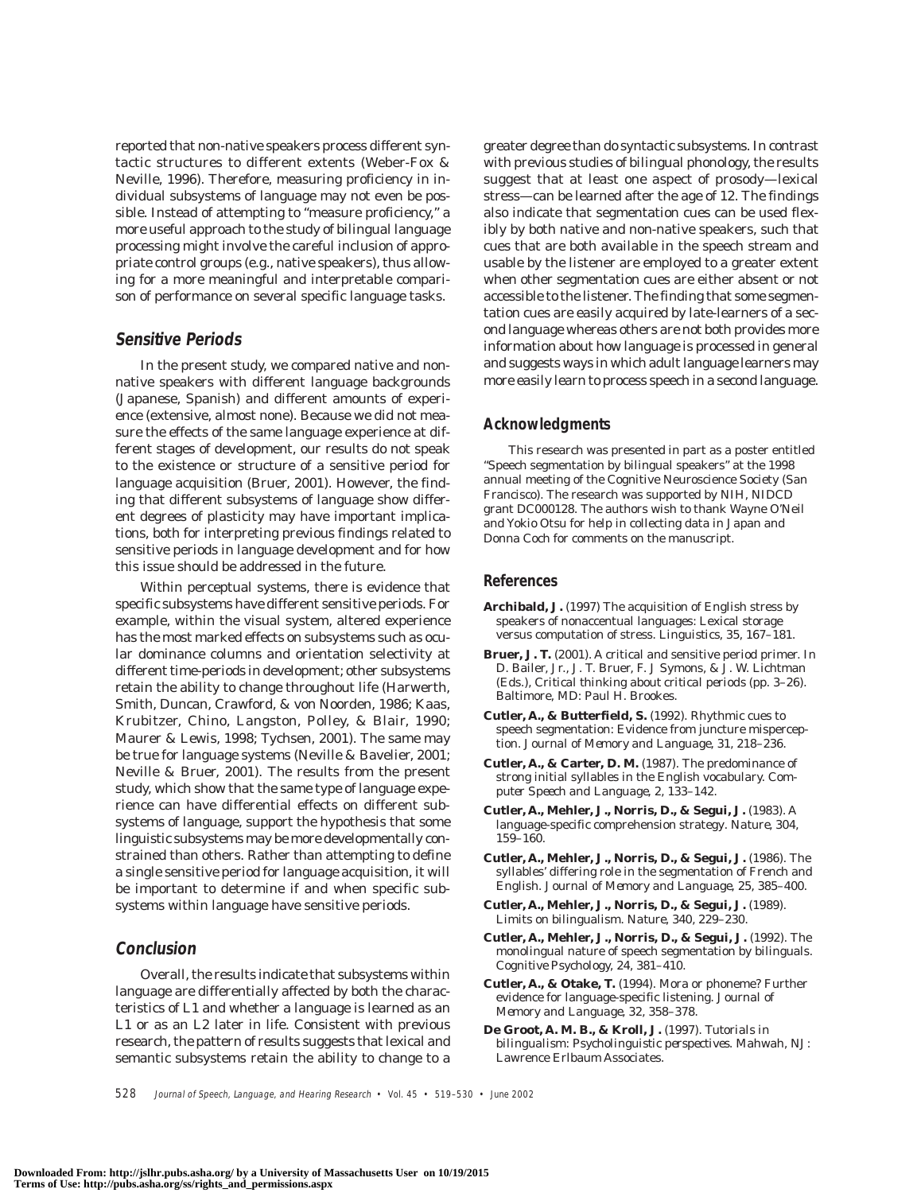reported that non-native speakers process different syntactic structures to different extents (Weber-Fox & Neville, 1996). Therefore, measuring proficiency in individual subsystems of language may not even be possible. Instead of attempting to "measure proficiency," a more useful approach to the study of bilingual language processing might involve the careful inclusion of appropriate control groups (e.g., native speakers), thus allowing for a more meaningful and interpretable comparison of performance on several specific language tasks.

## Sensitive Periods

In the present study, we compared native and non-native speakers with different language backgrounds (Japanese, Spanish) and different amounts of experience (extensive, almost none). Because we did not measure the effects of the same language experience at different stages of development, our results do not speak to the existence or structure of a sensitive period for language acquisition (Bruer, 2001). However, the finding that different subsystems of language show different degrees of plasticity may have important implications, both for interpreting previous findings related to sensitive periods in language development and for how this issue should be addressed in the future.

Within perceptual systems, there is evidence that specific subsystems have different sensitive periods. For example, within the visual system, altered experience has the most marked effects on subsystems such as ocular dominance columns and orientation selectivity at different time-periods in development; other subsystems retain the ability to change throughout life (Harwerth, Smith, Duncan, Crawford, & von Noorden, 1986; Kaas, Krubitzer, Chino, Langston, Polley, & Blair, 1990; Maurer & Lewis, 1998; Tychsen, 2001). The same may be true for language systems (Neville & Bavelier, 2001; Neville & Bruer, 2001). The results from the present study, which show that the same type of language experience can have differential effects on different subsystems of language, support the hypothesis that some linguistic subsystems may be more developmentally constrained than others. Rather than attempting to define a single sensitive period for language acquisition, it will be important to determine if and when specific subsystems within language have sensitive periods.

## Conclusion

Overall, the results indicate that subsystems within language are differentially affected by both the characteristics of L1 and whether a language is learned as an L1 or as an L2 later in life. Consistent with previous research, the pattern of results suggests that lexical and semantic subsystems retain the ability to change to a greater degree than do syntactic subsystems. In contrast with previous studies of bilingual phonology, the results suggest that at least one aspect of prosody—lexical stress—can be learned after the age of 12. The findings also indicate that segmentation cues can be used flexibly by both native and non-native speakers, such that cues that are both available in the speech stream and usable by the listener are employed to a greater extent when other segmentation cues are either absent or not accessible to the listener. The finding that some segmentation cues are easily acquired by late-learners of a second language whereas others are not both provides more information about how language is processed in general and suggests ways in which adult language learners may more easily learn to process speech in a second language.

## Acknowledgments

This research was presented in part as a poster entitled "Speech segmentation by bilingual speakers" at the 1998 annual meeting of the Cognitive Neuroscience Society (San Francisco). The research was supported by NIH, NIDCD grant DC000128. The authors wish to thank Wayne O'Neil and Yokio Otsu for help in collecting data in Japan and Donna Coch for comments on the manuscript.

## References

**Archibald, J.** (1997) The acquisition of English stress by speakers of nonaccentual languages: Lexical storage versus computation of stress. *Linguistics, 35*, 167–181.

**Bruer, J. T.** (2001). A critical and sensitive period primer. In D. Bailer, Jr., J. T. Bruer, F. J Symons, & J. W. Lichtman (Eds.), *Critical thinking about critical periods* (pp. 3–26). Baltimore, MD: Paul H. Brookes.

**Cutler, A., & Butterfield, S.** (1992). Rhythmic cues to speech segmentation: Evidence from juncture misperception. *Journal of Memory and Language, 31*, 218–236.

**Cutler, A., & Carter, D. M.** (1987). The predominance of strong initial syllables in the English vocabulary. *Computer Speech and Language, 2*, 133–142.

**Cutler, A., Mehler, J., Norris, D., & Segui, J.** (1983). A language-specific comprehension strategy. *Nature, 304*, 159–160.

**Cutler, A., Mehler, J., Norris, D., & Segui, J.** (1986). The syllables' differing role in the segmentation of French and English. *Journal of Memory and Language, 25*, 385–400.

**Cutler, A., Mehler, J., Norris, D., & Segui, J.** (1989). Limits on bilingualism. *Nature, 340*, 229–230.

**Cutler, A., Mehler, J., Norris, D., & Segui, J.** (1992). The monolingual nature of speech segmentation by bilinguals. *Cognitive Psychology, 24*, 381–410.

**Cutler, A., & Otake, T.** (1994). Mora or phoneme? Further evidence for language-specific listening. *Journal of Memory and Language, 32*, 358–378.

**De Groot, A. M. B., & Kroll, J.** (1997). *Tutorials in bilingualism: Psycholinguistic perspectives*. Mahwah, NJ: Lawrence Erlbaum Associates.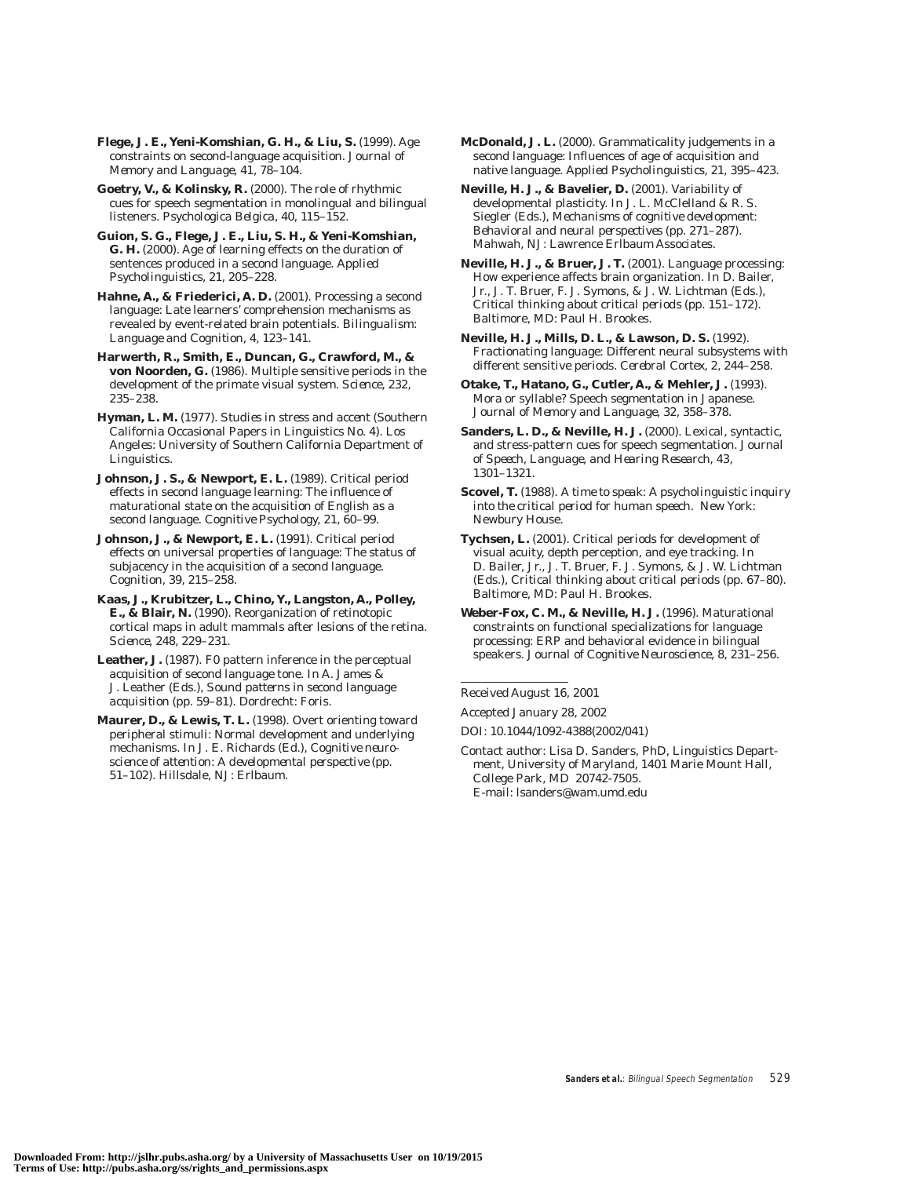**Flege, J. E., Yeni-Komshian, G. H., & Liu, S.** (1999). Age constraints on second-language acquisition. *Journal of Memory and Language, 41*, 78–104.

**Goetry, V., & Kolinsky, R.** (2000). The role of rhythmic cues for speech segmentation in monolingual and bilingual listeners. *Psychologica Belgica, 40*, 115–152.

**Guion, S. G., Flege, J. E., Liu, S. H., & Yeni-Komshian, G. H.** (2000). Age of learning effects on the duration of sentences produced in a second language. *Applied Psycholinguistics, 21*, 205–228.

**Hahne, A., & Friederici, A. D.** (2001). Processing a second language: Late learners' comprehension mechanisms as revealed by event-related brain potentials. *Bilingualism: Language and Cognition, 4*, 123–141.

**Harwerth, R., Smith, E., Duncan, G., Crawford, M., & von Noorden, G.** (1986). Multiple sensitive periods in the development of the primate visual system. *Science, 232*, 235–238.

**Hyman, L. M.** (1977). *Studies in stress and accent* (Southern California Occasional Papers in Linguistics No. 4). Los Angeles: University of Southern California Department of Linguistics.

**Johnson, J. S., & Newport, E. L.** (1989). Critical period effects in second language learning: The influence of maturational state on the acquisition of English as a second language. *Cognitive Psychology, 21*, 60–99.

**Johnson, J., & Newport, E. L.** (1991). Critical period effects on universal properties of language: The status of subjacency in the acquisition of a second language. *Cognition, 39*, 215–258.

**Kaas, J., Krubitzer, L., Chino, Y., Langston, A., Polley, E., & Blair, N.** (1990). Reorganization of retinotopic cortical maps in adult mammals after lesions of the retina. *Science, 248*, 229–231.

**Leather, J.** (1987). F0 pattern inference in the perceptual acquisition of second language tone. In A. James & J. Leather (Eds.), *Sound patterns in second language acquisition* (pp. 59–81). Dordrecht: Foris.

**Maurer, D., & Lewis, T. L.** (1998). Overt orienting toward peripheral stimuli: Normal development and underlying mechanisms. In J. E. Richards (Ed.), *Cognitive neuroscience of attention: A developmental perspective* (pp. 51–102). Hillsdale, NJ: Erlbaum.

**McDonald, J. L.** (2000). Grammaticality judgements in a second language: Influences of age of acquisition and native language. *Applied Psycholinguistics, 21*, 395–423.

**Neville, H. J., & Bavelier, D.** (2001). Variability of developmental plasticity. In J. L. McClelland & R. S. Siegler (Eds.), *Mechanisms of cognitive development: Behavioral and neural perspectives* (pp. 271–287). Mahwah, NJ: Lawrence Erlbaum Associates.

**Neville, H. J., & Bruer, J. T.** (2001). Language processing: How experience affects brain organization. In D. Bailer, Jr., J. T. Bruer, F. J. Symons, & J. W. Lichtman (Eds.), *Critical thinking about critical periods* (pp. 151–172). Baltimore, MD: Paul H. Brookes.

**Neville, H. J., Mills, D. L., & Lawson, D. S.** (1992). Fractionating language: Different neural subsystems with different sensitive periods. *Cerebral Cortex, 2*, 244–258.

**Otake, T., Hatano, G., Cutler, A., & Mehler, J.** (1993). Mora or syllable? Speech segmentation in Japanese. *Journal of Memory and Language, 32*, 358–378.

**Sanders, L. D., & Neville, H. J.** (2000). Lexical, syntactic, and stress-pattern cues for speech segmentation. *Journal of Speech, Language, and Hearing Research, 43*, 1301–1321.

**Scovel, T.** (1988). *A time to speak: A psycholinguistic inquiry into the critical period for human speech.* New York: Newbury House.

**Tychsen, L.** (2001). Critical periods for development of visual acuity, depth perception, and eye tracking. In D. Bailer, Jr., J. T. Bruer, F. J. Symons, & J. W. Lichtman (Eds.), *Critical thinking about critical periods* (pp. 67–80). Baltimore, MD: Paul H. Brookes.

**Weber-Fox, C. M., & Neville, H. J.** (1996). Maturational constraints on functional specializations for language processing: ERP and behavioral evidence in bilingual speakers. *Journal of Cognitive Neuroscience, 8*, 231–256.

---

Received August 16, 2001

Accepted January 28, 2002

DOI: 10.1044/1092-4388(2002/041)

Contact author: Lisa D. Sanders, PhD, Linguistics Department, University of Maryland, 1401 Marie Mount Hall, College Park, MD 20742-7505.
E-mail: lsanders@wam.umd.edu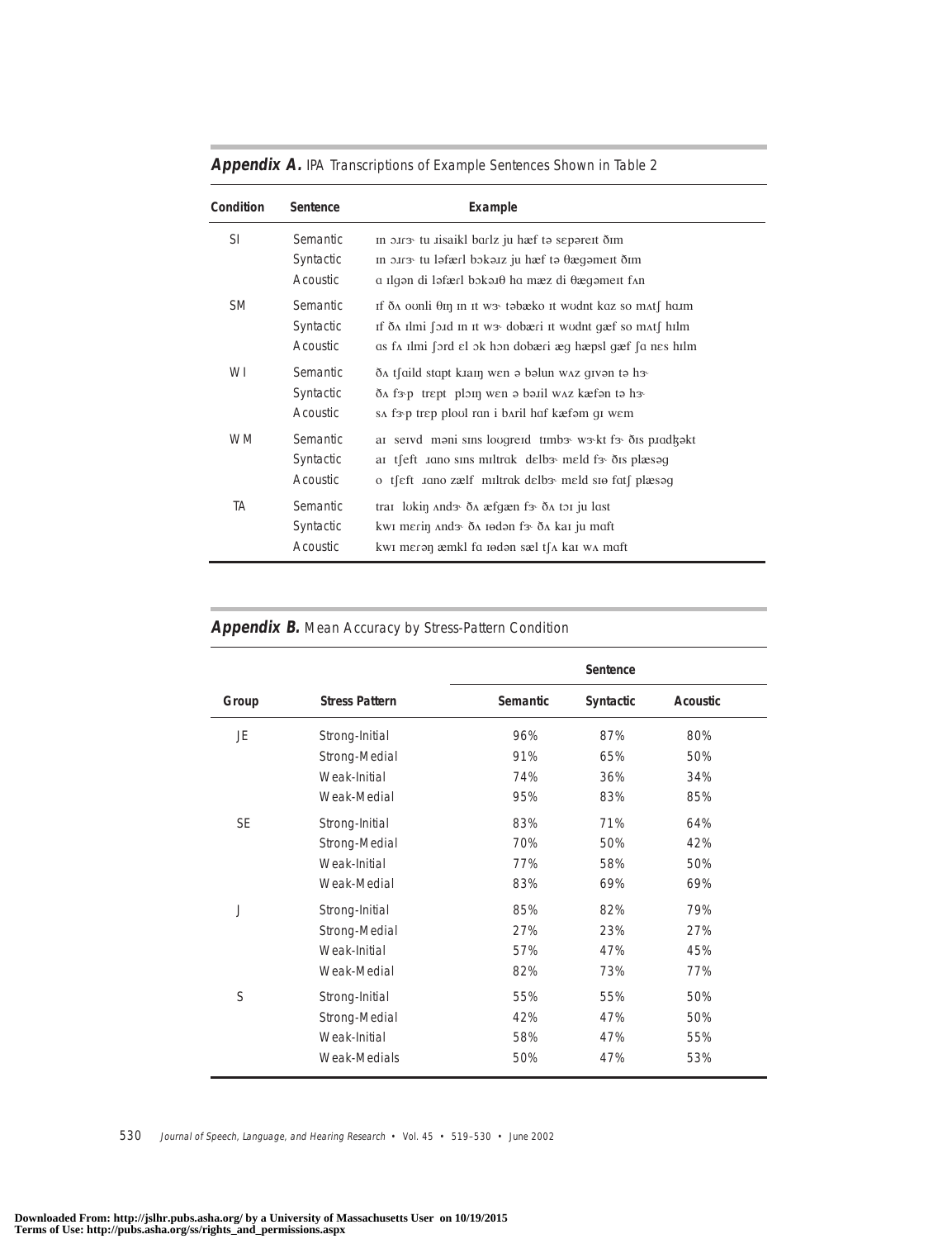**Appendix A.** IPA Transcriptions of Example Sentences Shown in Table 2

| Condition | Sentence | Example |
| --- | --- | --- |
| SI | Semantic | ɪn ɔɹɾɝ tu ɹisaikl bɑrlz ju hæf tə sɛpəreɪt ðɪm |
| | Syntactic | ɪn ɔɹɾɝ tu ləfærl bɔkəɹz ju hæf tə θægəmeɪt ðɪm |
| | Acoustic | ɑ ɪlgən di ləfærl bɔkəɹθ hɑ mæz di θægəmeɪt fʌn |
| SM | Semantic | ɪf ðʌ oʊnli θɪŋ ɪn ɪt wɝ təbæko ɪt wʊdnt kɑz so mʌtʃ hɑɹm |
| | Syntactic | ɪf ðʌ ɪlmi ʃɔɹd ɪn ɪt wɝ dobæri ɪt wʊdnt gæf so mʌtʃ hɪlm |
| | Acoustic | ɑs fʌ ɪlmi ʃɔrd ɛl ɔk hɔn dobæri æg hæpsl gæf ʃɑ nɛs hɪlm |
| WI | Semantic | ðʌ tʃaild stɑpt kɹaɪŋ wɛn ə bəlun wʌz gɪvən tə hɝ |
| | Syntactic | ðʌ fɝp trɛpt plɔɪŋ wɛn ə bəɹil wʌz kæfən tə hɝ |
| | Acoustic | sʌ fɝp trɛp ploʊl rɑn i bʌril hɑf kæfəm gɪ wɛm |
| WM | Semantic | aɪ seɪvd məni sɪns loʊgreɪd tɪmbɝ wɝkt fɝ ðɪs pɹɑdʒəkt |
| | Syntactic | aɪ tʃɛft ɹɑno sɪns mɪltrɑk dɛlbɝ mɛld fɝ ðɪs plæsəg |
| | Acoustic | o tʃɛft ɹɑno zælf mɪltrɑk dɛlbɝ mɛld sɪə fɑtʃ plæsəg |
| TA | Semantic | traɪ lʊkiŋ ʌndɝ ðʌ æfgæn fɝ ðʌ tɔɪ ju lɑst |
| | Syntactic | kwɪ mɛriŋ ʌndɝ ðʌ ɪədən fɝ ðʌ kaɪ ju mɑft |
| | Acoustic | kwɪ mɛrəŋ æmkl fɑ ɪədən sæl tʃʌ kaɪ wʌ mɑft |

**Appendix B.** Mean Accuracy by Stress-Pattern Condition

| | | Sentence | | |
| --- | --- | --- | --- | --- |
| Group | Stress Pattern | Semantic | Syntactic | Acoustic |
| JE | Strong-Initial | 96% | 87% | 80% |
| | Strong-Medial | 91% | 65% | 50% |
| | Weak-Initial | 74% | 36% | 34% |
| | Weak-Medial | 95% | 83% | 85% |
| SE | Strong-Initial | 83% | 71% | 64% |
| | Strong-Medial | 70% | 50% | 42% |
| | Weak-Initial | 77% | 58% | 50% |
| | Weak-Medial | 83% | 69% | 69% |
| J | Strong-Initial | 85% | 82% | 79% |
| | Strong-Medial | 27% | 23% | 27% |
| | Weak-Initial | 57% | 47% | 45% |
| | Weak-Medial | 82% | 73% | 77% |
| S | Strong-Initial | 55% | 55% | 50% |
| | Strong-Medial | 42% | 47% | 50% |
| | Weak-Initial | 58% | 47% | 55% |
| | Weak-Medials | 50% | 47% | 53% |